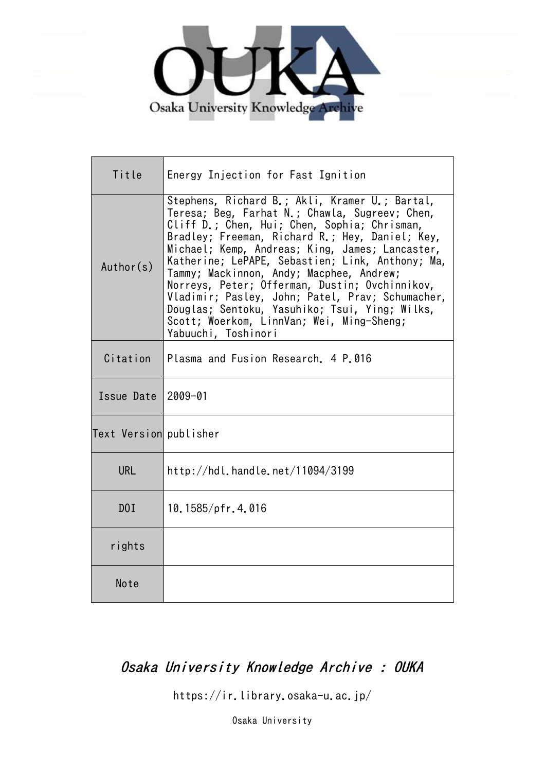| Title | Energy Injection for Fast Ignition |
| --- | --- |
| Author(s) | Stephens, Richard B.; Akli, Kramer U.; Bartal, Teresa; Beg, Farhat N.; Chawla, Sugreev; Chen, Cliff D.; Chen, Hui; Chen, Sophia; Chrisman, Bradley; Freeman, Richard R.; Hey, Daniel; Key, Michael; Kemp, Andreas; King, James; Lancaster, Katherine; LePAPE, Sebastien; Link, Anthony; Ma, Tammy; Mackinnon, Andy; Macphee, Andrew; Norreys, Peter; Offerman, Dustin; Ovchinnikov, Vladimir; Pasley, John; Patel, Prav; Schumacher, Douglas; Sentoku, Yasuhiko; Tsui, Ying; Wilks, Scott; Woerkom, LinnVan; Wei, Ming-Sheng; Yabuuchi, Toshinori |
| Citation | Plasma and Fusion Research. 4 P.016 |
| Issue Date | 2009-01 |
| Text Version | publisher |
| URL | http://hdl.handle.net/11094/3199 |
| DOI | 10.1585/pfr.4.016 |
| rights | |
| Note | |

*Osaka University Knowledge Archive : OUKA*

https://ir.library.osaka-u.ac.jp/

Osaka University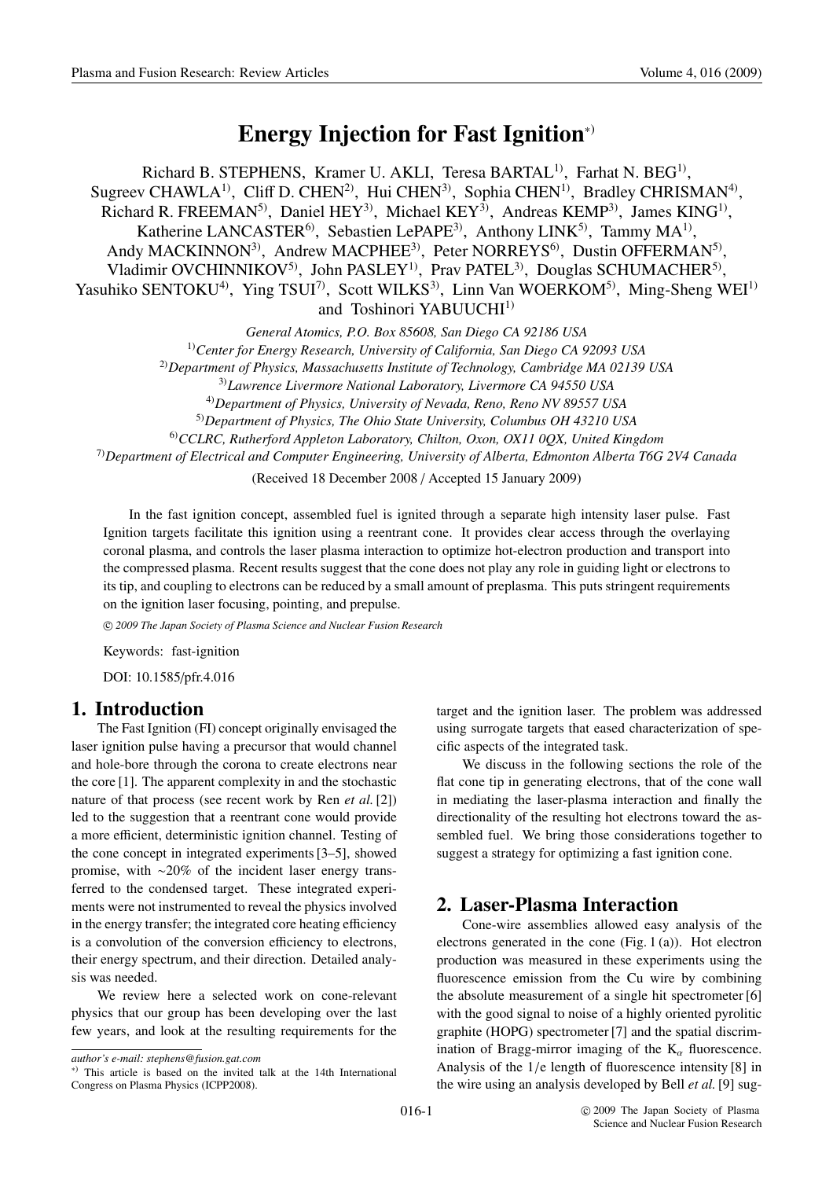# Energy Injection for Fast Ignition*)

Richard B. STEPHENS, Kramer U. AKLI, Teresa BARTAL[1], Farhat N. BEG[1], Sugreev CHAWLA[1], Cliff D. CHEN[2], Hui CHEN[3], Sophia CHEN[1], Bradley CHRISMAN[4], Richard R. FREEMAN[5], Daniel HEY[3], Michael KEY[3], Andreas KEMP[3], James KING[1], Katherine LANCASTER[6], Sebastien LePAPE[3], Anthony LINK[5], Tammy MA[1], Andy MACKINNON[3], Andrew MACPHEE[3], Peter NORREYS[6], Dustin OFFERMAN[5], Vladimir OVCHINNIKOV[5], John PASLEY[1], Prav PATEL[3], Douglas SCHUMACHER[5], Yasuhiko SENTOKU[4], Ying TSUI[7], Scott WILKS[3], Linn Van WOERKOM[5], Ming-Sheng WEI[1] and Toshinori YABUUCHI[1]

*General Atomics, P.O. Box 85608, San Diego CA 92186 USA*

[1]*Center for Energy Research, University of California, San Diego CA 92093 USA*

[2]*Department of Physics, Massachusetts Institute of Technology, Cambridge MA 02139 USA*

[3]*Lawrence Livermore National Laboratory, Livermore CA 94550 USA*

[4]*Department of Physics, University of Nevada, Reno, Reno NV 89557 USA*

[5]*Department of Physics, The Ohio State University, Columbus OH 43210 USA*

[6]*CCLRC, Rutherford Appleton Laboratory, Chilton, Oxon, OX11 0QX, United Kingdom*

[7]*Department of Electrical and Computer Engineering, University of Alberta, Edmonton Alberta T6G 2V4 Canada*

(Received 18 December 2008 / Accepted 15 January 2009)

In the fast ignition concept, assembled fuel is ignited through a separate high intensity laser pulse. Fast Ignition targets facilitate this ignition using a reentrant cone. It provides clear access through the overlaying coronal plasma, and controls the laser plasma interaction to optimize hot-electron production and transport into the compressed plasma. Recent results suggest that the cone does not play any role in guiding light or electrons to its tip, and coupling to electrons can be reduced by a small amount of preplasma. This puts stringent requirements on the ignition laser focusing, pointing, and prepulse.

© 2009 The Japan Society of Plasma Science and Nuclear Fusion Research

Keywords: fast-ignition

DOI: 10.1585/pfr.4.016

## 1. Introduction

The Fast Ignition (FI) concept originally envisaged the laser ignition pulse having a precursor that would channel and hole-bore through the corona to create electrons near the core [1]. The apparent complexity in and the stochastic nature of that process (see recent work by Ren *et al.* [2]) led to the suggestion that a reentrant cone would provide a more efficient, deterministic ignition channel. Testing of the cone concept in integrated experiments [3–5], showed promise, with ~20% of the incident laser energy transferred to the condensed target. These integrated experiments were not instrumented to reveal the physics involved in the energy transfer; the integrated core heating efficiency is a convolution of the conversion efficiency to electrons, their energy spectrum, and their direction. Detailed analysis was needed.

We review here a selected work on cone-relevant physics that our group has been developing over the last few years, and look at the resulting requirements for the target and the ignition laser. The problem was addressed using surrogate targets that eased characterization of specific aspects of the integrated task.

We discuss in the following sections the role of the flat cone tip in generating electrons, that of the cone wall in mediating the laser-plasma interaction and finally the directionality of the resulting hot electrons toward the assembled fuel. We bring those considerations together to suggest a strategy for optimizing a fast ignition cone.

## 2. Laser-Plasma Interaction

Cone-wire assemblies allowed easy analysis of the electrons generated in the cone (Fig. 1 (a)). Hot electron production was measured in these experiments using the fluorescence emission from the Cu wire by combining the absolute measurement of a single hit spectrometer [6] with the good signal to noise of a highly oriented pyrolitic graphite (HOPG) spectrometer [7] and the spatial discrimination of Bragg-mirror imaging of the $K_\alpha$ fluorescence. Analysis of the $1/e$ length of fluorescence intensity [8] in the wire using an analysis developed by Bell *et al.* [9] sug-

author's e-mail: stephens@fusion.gat.com

*) This article is based on the invited talk at the 14th International Congress on Plasma Physics (ICPP2008).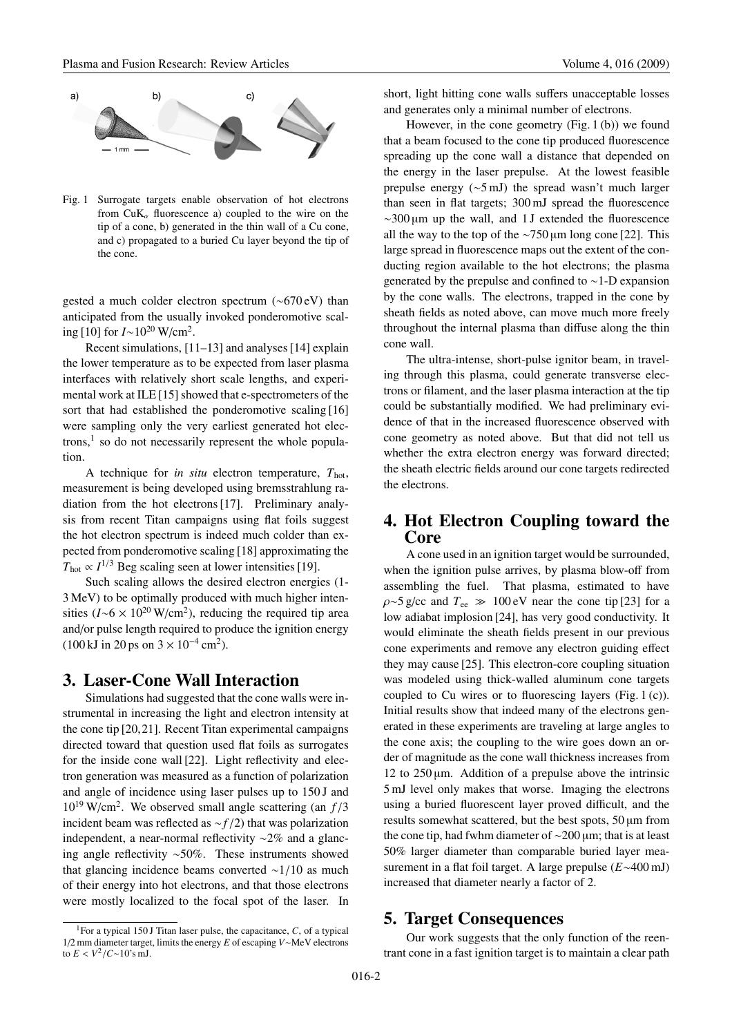Fig. 1 Surrogate targets enable observation of hot electrons from CuK$_\alpha$ fluorescence a) coupled to the wire on the tip of a cone, b) generated in the thin wall of a Cu cone, and c) propagated to a buried Cu layer beyond the tip of the cone.

gested a much colder electron spectrum (~670 eV) than anticipated from the usually invoked ponderomotive scaling [10] for $I$~$10^{20}$ W/cm$^2$.

Recent simulations, [11–13] and analyses [14] explain the lower temperature as to be expected from laser plasma interfaces with relatively short scale lengths, and experimental work at ILE [15] showed that e-spectrometers of the sort that had established the ponderomotive scaling [16] were sampling only the very earliest generated hot electrons,[1] so do not necessarily represent the whole population.

A technique for *in situ* electron temperature, $T_{\rm hot}$, measurement is being developed using bremsstrahlung radiation from the hot electrons [17]. Preliminary analysis from recent Titan campaigns using flat foils suggest the hot electron spectrum is indeed much colder than expected from ponderomotive scaling [18] approximating the $T_{\rm hot} \propto I^{1/3}$ Beg scaling seen at lower intensities [19].

Such scaling allows the desired electron energies (1-3 MeV) to be optimally produced with much higher intensities ($I$~$6 \times 10^{20}$ W/cm$^2$), reducing the required tip area and/or pulse length required to produce the ignition energy (100 kJ in 20 ps on $3 \times 10^{-4}$ cm$^2$).

## 3. Laser-Cone Wall Interaction

Simulations had suggested that the cone walls were instrumental in increasing the light and electron intensity at the cone tip [20, 21]. Recent Titan experimental campaigns directed toward that question used flat foils as surrogates for the inside cone wall [22]. Light reflectivity and electron generation was measured as a function of polarization and angle of incidence using laser pulses up to 150 J and $10^{19}$ W/cm$^2$. We observed small angle scattering (an $f/3$ incident beam was reflected as $\sim f/2$) that was polarization independent, a near-normal reflectivity ~2% and a glancing angle reflectivity ~50%. These instruments showed that glancing incidence beams converted ~1/10 as much of their energy into hot electrons, and that those electrons were mostly localized to the focal spot of the laser. In short, light hitting cone walls suffers unacceptable losses and generates only a minimal number of electrons.

However, in the cone geometry (Fig. 1 (b)) we found that a beam focused to the cone tip produced fluorescence spreading up the cone wall a distance that depended on the energy in the laser prepulse. At the lowest feasible prepulse energy (~5 mJ) the spread wasn't much larger than seen in flat targets; 300 mJ spread the fluorescence ~300 μm up the wall, and 1 J extended the fluorescence all the way to the top of the ~750 μm long cone [22]. This large spread in fluorescence maps out the extent of the conducting region available to the hot electrons; the plasma generated by the prepulse and confined to ~1-D expansion by the cone walls. The electrons, trapped in the cone by sheath fields as noted above, can move much more freely throughout the internal plasma than diffuse along the thin cone wall.

The ultra-intense, short-pulse ignitor beam, in traveling through this plasma, could generate transverse electrons or filament, and the laser plasma interaction at the tip could be substantially modified. We had preliminary evidence of that in the increased fluorescence observed with cone geometry as noted above. But that did not tell us whether the extra electron energy was forward directed; the sheath electric fields around our cone targets redirected the electrons.

## 4. Hot Electron Coupling toward the Core

A cone used in an ignition target would be surrounded, when the ignition pulse arrives, by plasma blow-off from assembling the fuel. That plasma, estimated to have $\rho$~5 g/cc and $T_{\rm ee} \gg 100$ eV near the cone tip [23] for a low adiabat implosion [24], has very good conductivity. It would eliminate the sheath fields present in our previous cone experiments and remove any electron guiding effect they may cause [25]. This electron-core coupling situation was modeled using thick-walled aluminum cone targets coupled to Cu wires or to fluorescing layers (Fig. 1 (c)). Initial results show that indeed many of the electrons generated in these experiments are traveling at large angles to the cone axis; the coupling to the wire goes down an order of magnitude as the cone wall thickness increases from 12 to 250 μm. Addition of a prepulse above the intrinsic 5 mJ level only makes that worse. Imaging the electrons using a buried fluorescent layer proved difficult, and the results somewhat scattered, but the best spots, 50 μm from the cone tip, had fwhm diameter of ~200 μm; that is at least 50% larger diameter than comparable buried layer measurement in a flat foil target. A large prepulse ($E$~400 mJ) increased that diameter nearly a factor of 2.

## 5. Target Consequences

Our work suggests that the only function of the reentrant cone in a fast ignition target is to maintain a clear path

[1] For a typical 150 J Titan laser pulse, the capacitance, $C$, of a typical 1/2 mm diameter target, limits the energy $E$ of escaping $V$~MeV electrons to $E < V^2/C$~10's mJ.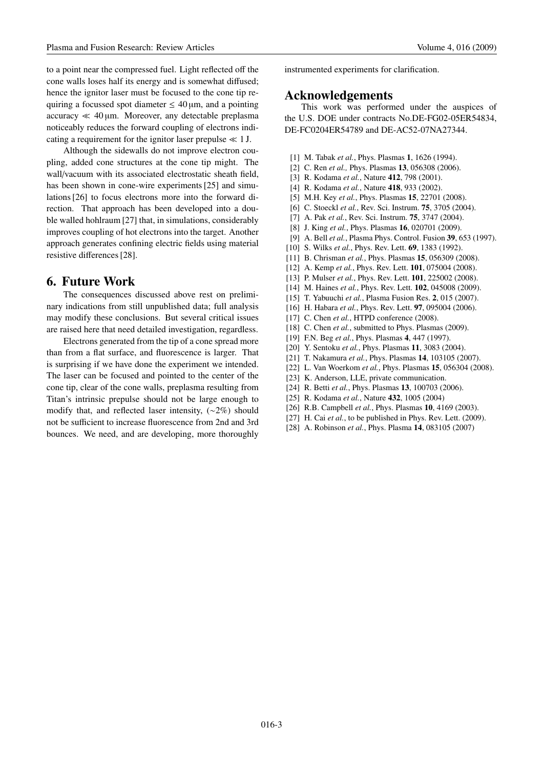to a point near the compressed fuel. Light reflected off the cone walls loses half its energy and is somewhat diffused; hence the ignitor laser must be focused to the cone tip requiring a focussed spot diameter $\leq 40\,\mu$m, and a pointing accuracy $\ll 40\,\mu$m. Moreover, any detectable preplasma noticeably reduces the forward coupling of electrons indicating a requirement for the ignitor laser prepulse $\ll 1$ J.

Although the sidewalls do not improve electron coupling, added cone structures at the cone tip might. The wall/vacuum with its associated electrostatic sheath field, has been shown in cone-wire experiments [25] and simulations [26] to focus electrons more into the forward direction. That approach has been developed into a double walled hohlraum [27] that, in simulations, considerably improves coupling of hot electrons into the target. Another approach generates confining electric fields using material resistive differences [28].

## 6. Future Work

The consequences discussed above rest on preliminary indications from still unpublished data; full analysis may modify these conclusions. But several critical issues are raised here that need detailed investigation, regardless.

Electrons generated from the tip of a cone spread more than from a flat surface, and fluorescence is larger. That is surprising if we have done the experiment we intended. The laser can be focused and pointed to the center of the cone tip, clear of the cone walls, preplasma resulting from Titan's intrinsic prepulse should not be large enough to modify that, and reflected laser intensity, (~2%) should not be sufficient to increase fluorescence from 2nd and 3rd bounces. We need, and are developing, more thoroughly instrumented experiments for clarification.

## Acknowledgements

This work was performed under the auspices of the U.S. DOE under contracts No.DE-FG02-05ER54834, DE-FC0204ER54789 and DE-AC52-07NA27344.

[1] M. Tabak *et al.*, Phys. Plasmas **1**, 1626 (1994).
[2] C. Ren *et al.,* Phys. Plasmas **13**, 056308 (2006).
[3] R. Kodama *et al.*, Nature **412**, 798 (2001).
[4] R. Kodama *et al.*, Nature **418**, 933 (2002).
[5] M.H. Key *et al.*, Phys. Plasmas **15**, 22701 (2008).
[6] C. Stoeckl *et al.*, Rev. Sci. Instrum. **75**, 3705 (2004).
[7] A. Pak *et al.*, Rev. Sci. Instrum. **75**, 3747 (2004).
[8] J. King *et al.*, Phys. Plasmas **16**, 020701 (2009).
[9] A. Bell *et al.*, Plasma Phys. Control. Fusion **39**, 653 (1997).
[10] S. Wilks *et al.*, Phys. Rev. Lett. **69**, 1383 (1992).
[11] B. Chrisman *et al.*, Phys. Plasmas **15**, 056309 (2008).
[12] A. Kemp *et al.*, Phys. Rev. Lett. **101**, 075004 (2008).
[13] P. Mulser *et al.*, Phys. Rev. Lett. **101**, 225002 (2008).
[14] M. Haines *et al.*, Phys. Rev. Lett. **102**, 045008 (2009).
[15] T. Yabuuchi *et al.*, Plasma Fusion Res. **2**, 015 (2007).
[16] H. Habara *et al.*, Phys. Rev. Lett. **97**, 095004 (2006).
[17] C. Chen *et al.*, HTPD conference (2008).
[18] C. Chen *et al.*, submitted to Phys. Plasmas (2009).
[19] F.N. Beg *et al.*, Phys. Plasmas **4**, 447 (1997).
[20] Y. Sentoku *et al.*, Phys. Plasmas **11**, 3083 (2004).
[21] T. Nakamura *et al.*, Phys. Plasmas **14**, 103105 (2007).
[22] L. Van Woerkom *et al.*, Phys. Plasmas **15**, 056304 (2008).
[23] K. Anderson, LLE, private communication.
[24] R. Betti *et al.*, Phys. Plasmas **13**, 100703 (2006).
[25] R. Kodama *et al.*, Nature **432**, 1005 (2004)
[26] R.B. Campbell *et al.*, Phys. Plasmas **10**, 4169 (2003).
[27] H. Cai *et al.*, to be published in Phys. Rev. Lett. (2009).
[28] A. Robinson *et al.*, Phys. Plasma **14**, 083105 (2007)